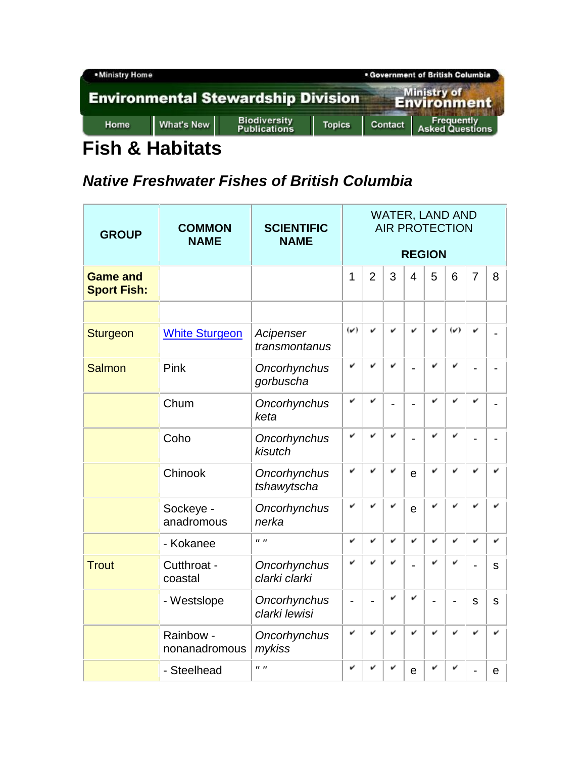# Fish & Habitats

## *Native Freshwater Fishes of British Columbia*

| GROUP | COMMON NAME | SCIENTIFIC NAME | WATER, LAND AND AIR PROTECTION REGION | | | | | | | |
|---|---|---|---|---|---|---|---|---|---|---|
| **Game and Sport Fish:** | | | 1 | 2 | 3 | 4 | 5 | 6 | 7 | 8 |
| | | | | | | | | | | |
| Sturgeon | White Sturgeon | *Acipenser transmontanus* | (✔) | ✔ | ✔ | ✔ | ✔ | (✔) | ✔ | - |
| Salmon | Pink | *Oncorhynchus gorbuscha* | ✔ | ✔ | ✔ | - | ✔ | ✔ | - | - |
| | Chum | *Oncorhynchus keta* | ✔ | ✔ | - | - | ✔ | ✔ | ✔ | - |
| | Coho | *Oncorhynchus kisutch* | ✔ | ✔ | ✔ | - | ✔ | ✔ | - | - |
| | Chinook | *Oncorhynchus tshawytscha* | ✔ | ✔ | ✔ | e | ✔ | ✔ | ✔ | ✔ |
| | Sockeye - anadromous | *Oncorhynchus nerka* | ✔ | ✔ | ✔ | e | ✔ | ✔ | ✔ | ✔ |
| | - Kokanee | " " | ✔ | ✔ | ✔ | ✔ | ✔ | ✔ | ✔ | ✔ |
| Trout | Cutthroat - coastal | *Oncorhynchus clarki clarki* | ✔ | ✔ | ✔ | - | ✔ | ✔ | - | s |
| | - Westslope | *Oncorhynchus clarki lewisi* | - | - | ✔ | ✔ | - | - | s | s |
| | Rainbow - nonanadromous | *Oncorhynchus mykiss* | ✔ | ✔ | ✔ | ✔ | ✔ | ✔ | ✔ | ✔ |
| | - Steelhead | " " | ✔ | ✔ | ✔ | e | ✔ | ✔ | - | e |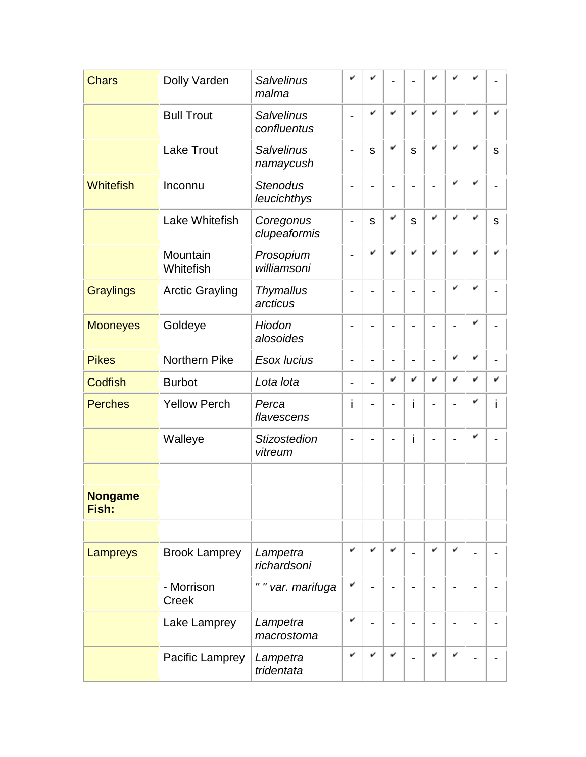| Chars | Dolly Varden | *Salvelinus malma* | ✔ | ✔ | - | - | ✔ | ✔ | ✔ | - |
|---|---|---|---|---|---|---|---|---|---|---|
| | Bull Trout | *Salvelinus confluentus* | - | ✔ | ✔ | ✔ | ✔ | ✔ | ✔ | ✔ |
| | Lake Trout | *Salvelinus namaycush* | - | s | ✔ | s | ✔ | ✔ | ✔ | s |
| Whitefish | Inconnu | *Stenodus leucichthys* | - | - | - | - | - | ✔ | ✔ | - |
| | Lake Whitefish | *Coregonus clupeaformis* | - | s | ✔ | s | ✔ | ✔ | ✔ | s |
| | Mountain Whitefish | *Prosopium williamsoni* | - | ✔ | ✔ | ✔ | ✔ | ✔ | ✔ | ✔ |
| Graylings | Arctic Grayling | *Thymallus arcticus* | - | - | - | - | - | ✔ | ✔ | - |
| Mooneyes | Goldeye | *Hiodon alosoides* | - | - | - | - | - | - | ✔ | - |
| Pikes | Northern Pike | *Esox lucius* | - | - | - | - | - | ✔ | ✔ | - |
| Codfish | Burbot | *Lota lota* | - | - | ✔ | ✔ | ✔ | ✔ | ✔ | ✔ |
| Perches | Yellow Perch | *Perca flavescens* | i | - | - | i | - | - | ✔ | i |
| | Walleye | *Stizostedion vitreum* | - | - | - | i | - | - | ✔ | - |
| | | | | | | | | | | |
| **Nongame Fish:** | | | | | | | | | | |
| | | | | | | | | | | |
| Lampreys | Brook Lamprey | *Lampetra richardsoni* | ✔ | ✔ | ✔ | - | ✔ | ✔ | - | - |
| | - Morrison Creek | *" " var. marifuga* | ✔ | - | - | - | - | - | - | - |
| | Lake Lamprey | *Lampetra macrostoma* | ✔ | - | - | - | - | - | - | - |
| | Pacific Lamprey | *Lampetra tridentata* | ✔ | ✔ | ✔ | - | ✔ | ✔ | - | - |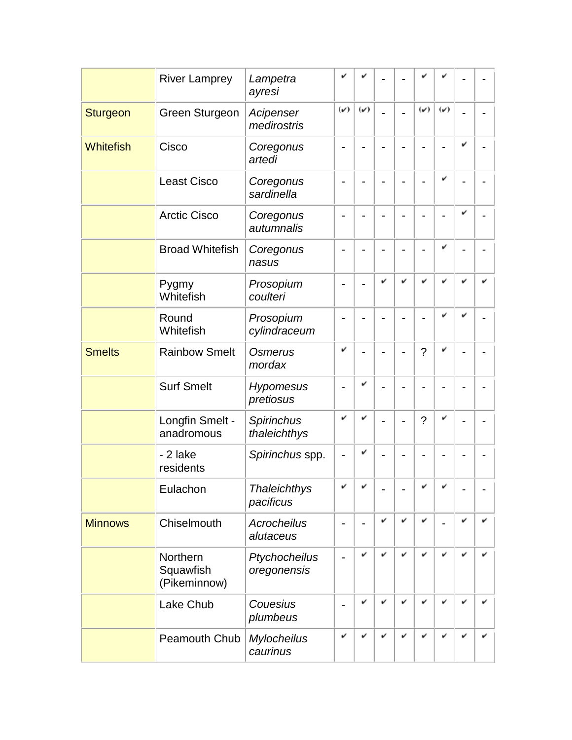| | | | | | | | | | | |
|---|---|---|---|---|---|---|---|---|---|---|
| | River Lamprey | *Lampetra ayresi* | ✔ | ✔ | - | - | ✔ | ✔ | - | - |
| Sturgeon | Green Sturgeon | *Acipenser medirostris* | (✔) | (✔) | - | - | (✔) | (✔) | - | - |
| Whitefish | Cisco | *Coregonus artedi* | - | - | - | - | - | - | ✔ | - |
| | Least Cisco | *Coregonus sardinella* | - | - | - | - | - | ✔ | - | - |
| | Arctic Cisco | *Coregonus autumnalis* | - | - | - | - | - | - | ✔ | - |
| | Broad Whitefish | *Coregonus nasus* | - | - | - | - | - | ✔ | - | - |
| | Pygmy Whitefish | *Prosopium coulteri* | - | - | ✔ | ✔ | ✔ | ✔ | ✔ | ✔ |
| | Round Whitefish | *Prosopium cylindraceum* | - | - | - | - | - | ✔ | ✔ | - |
| Smelts | Rainbow Smelt | *Osmerus mordax* | ✔ | - | - | - | ? | ✔ | - | - |
| | Surf Smelt | *Hypomesus pretiosus* | - | ✔ | - | - | - | - | - | - |
| | Longfin Smelt - anadromous | *Spirinchus thaleichthys* | ✔ | ✔ | - | - | ? | ✔ | - | - |
| | - 2 lake residents | *Spirinchus* spp. | - | ✔ | - | - | - | - | - | - |
| | Eulachon | *Thaleichthys pacificus* | ✔ | ✔ | - | - | ✔ | ✔ | - | - |
| Minnows | Chiselmouth | *Acrocheilus alutaceus* | - | - | ✔ | ✔ | ✔ | - | ✔ | ✔ |
| | Northern Squawfish (Pikeminnow) | *Ptychocheilus oregonensis* | - | ✔ | ✔ | ✔ | ✔ | ✔ | ✔ | ✔ |
| | Lake Chub | *Couesius plumbeus* | - | ✔ | ✔ | ✔ | ✔ | ✔ | ✔ | ✔ |
| | Peamouth Chub | *Mylocheilus caurinus* | ✔ | ✔ | ✔ | ✔ | ✔ | ✔ | ✔ | ✔ |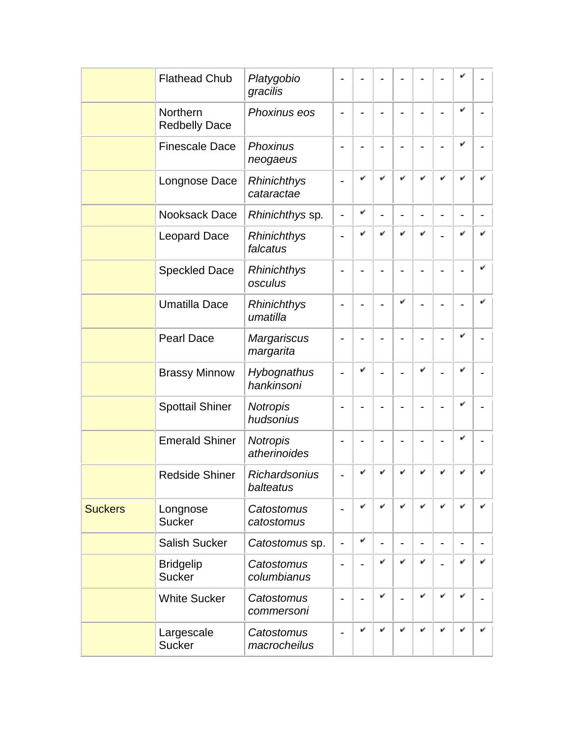| | | | | | | | | | | |
|---|---|---|---|---|---|---|---|---|---|---|
| | Flathead Chub | *Platygobio gracilis* | - | - | - | - | - | - | ✔ | - |
| | Northern Redbelly Dace | *Phoxinus eos* | - | - | - | - | - | - | ✔ | - |
| | Finescale Dace | *Phoxinus neogaeus* | - | - | - | - | - | - | ✔ | - |
| | Longnose Dace | *Rhinichthys cataractae* | - | ✔ | ✔ | ✔ | ✔ | ✔ | ✔ | ✔ |
| | Nooksack Dace | *Rhinichthys* sp. | - | ✔ | - | - | - | - | - | - |
| | Leopard Dace | *Rhinichthys falcatus* | - | ✔ | ✔ | ✔ | ✔ | - | ✔ | ✔ |
| | Speckled Dace | *Rhinichthys osculus* | - | - | - | - | - | - | - | ✔ |
| | Umatilla Dace | *Rhinichthys umatilla* | - | - | - | ✔ | - | - | - | ✔ |
| | Pearl Dace | *Margariscus margarita* | - | - | - | - | - | - | ✔ | - |
| | Brassy Minnow | *Hybognathus hankinsoni* | - | ✔ | - | - | ✔ | - | ✔ | - |
| | Spottail Shiner | *Notropis hudsonius* | - | - | - | - | - | - | ✔ | - |
| | Emerald Shiner | *Notropis atherinoides* | - | - | - | - | - | - | ✔ | - |
| | Redside Shiner | *Richardsonius balteatus* | - | ✔ | ✔ | ✔ | ✔ | ✔ | ✔ | ✔ |
| Suckers | Longnose Sucker | *Catostomus catostomus* | - | ✔ | ✔ | ✔ | ✔ | ✔ | ✔ | ✔ |
| | Salish Sucker | *Catostomus* sp. | - | ✔ | - | - | - | - | - | - |
| | Bridgelip Sucker | *Catostomus columbianus* | - | - | ✔ | ✔ | ✔ | - | ✔ | ✔ |
| | White Sucker | *Catostomus commersoni* | - | - | ✔ | - | ✔ | ✔ | ✔ | - |
| | Largescale Sucker | *Catostomus macrocheilus* | - | ✔ | ✔ | ✔ | ✔ | ✔ | ✔ | ✔ |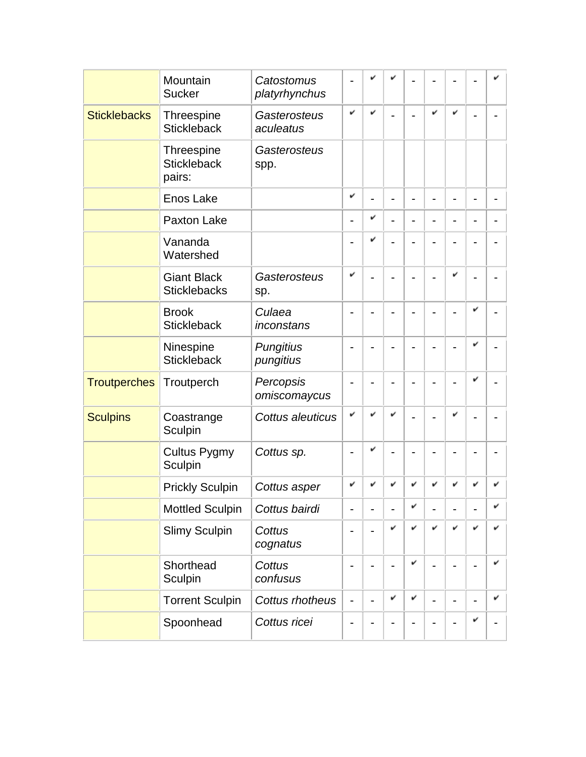| | | | | | | | | | | |
|---|---|---|---|---|---|---|---|---|---|---|
| | Mountain Sucker | *Catostomus platyrhynchus* | - | ✔ | ✔ | - | - | - | - | ✔ |
| Sticklebacks | Threespine Stickleback | *Gasterosteus aculeatus* | ✔ | ✔ | - | - | ✔ | ✔ | - | - |
| | Threespine Stickleback pairs: | *Gasterosteus* spp. | | | | | | | | |
| | Enos Lake | | ✔ | - | - | - | - | - | - | - |
| | Paxton Lake | | - | ✔ | - | - | - | - | - | - |
| | Vananda Watershed | | - | ✔ | - | - | - | - | - | - |
| | Giant Black Sticklebacks | *Gasterosteus* sp. | ✔ | - | - | - | - | ✔ | - | - |
| | Brook Stickleback | *Culaea inconstans* | - | - | - | - | - | - | ✔ | - |
| | Ninespine Stickleback | *Pungitius pungitius* | - | - | - | - | - | - | ✔ | - |
| Troutperches | Troutperch | *Percopsis omiscomaycus* | - | - | - | - | - | - | ✔ | - |
| Sculpins | Coastrange Sculpin | *Cottus aleuticus* | ✔ | ✔ | ✔ | - | - | ✔ | - | - |
| | Cultus Pygmy Sculpin | *Cottus sp.* | - | ✔ | - | - | - | - | - | - |
| | Prickly Sculpin | *Cottus asper* | ✔ | ✔ | ✔ | ✔ | ✔ | ✔ | ✔ | ✔ |
| | Mottled Sculpin | *Cottus bairdi* | - | - | - | ✔ | - | - | - | ✔ |
| | Slimy Sculpin | *Cottus cognatus* | - | - | ✔ | ✔ | ✔ | ✔ | ✔ | ✔ |
| | Shorthead Sculpin | *Cottus confusus* | - | - | - | ✔ | - | - | - | ✔ |
| | Torrent Sculpin | *Cottus rhotheus* | - | - | ✔ | ✔ | - | - | - | ✔ |
| | Spoonhead | *Cottus ricei* | - | - | - | - | - | - | ✔ | - |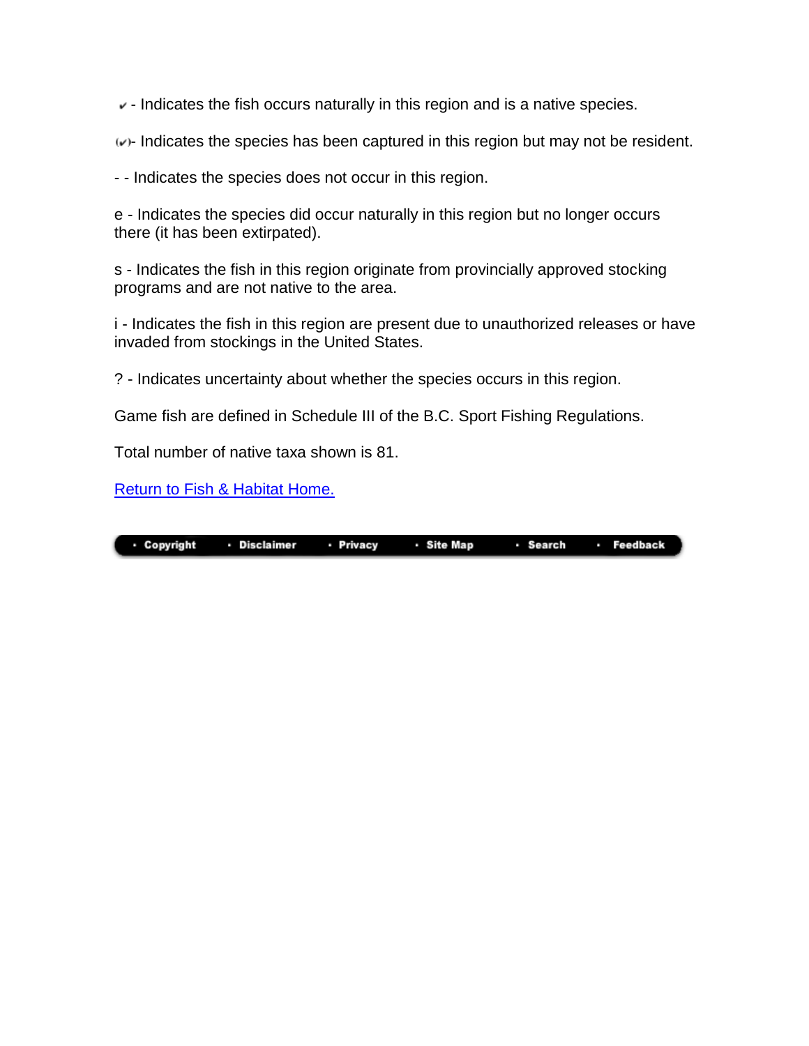✔ - Indicates the fish occurs naturally in this region and is a native species.

(✔)- Indicates the species has been captured in this region but may not be resident.

- - Indicates the species does not occur in this region.

e - Indicates the species did occur naturally in this region but no longer occurs there (it has been extirpated).

s - Indicates the fish in this region originate from provincially approved stocking programs and are not native to the area.

i - Indicates the fish in this region are present due to unauthorized releases or have invaded from stockings in the United States.

? - Indicates uncertainty about whether the species occurs in this region.

Game fish are defined in Schedule III of the B.C. Sport Fishing Regulations.

Total number of native taxa shown is 81.

[Return to Fish & Habitat Home.]

· Copyright · Disclaimer · Privacy · Site Map · Search · Feedback